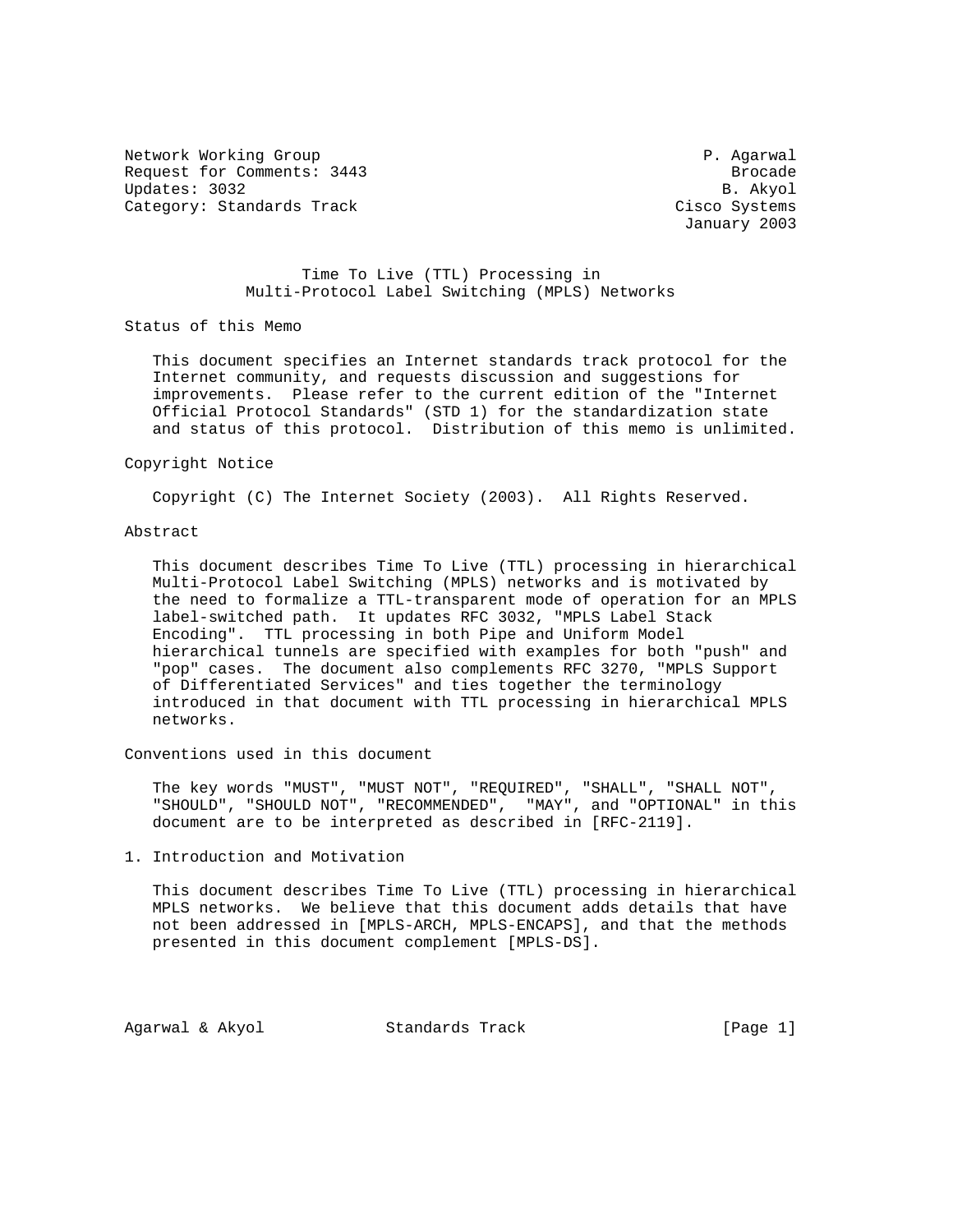Network Working Group P. Agarwal
Request for Comments: 3443 Brocade
Updates: 3032 B. Akyol
Category: Standards Track Cisco Systems
January 2003

# Time To Live (TTL) Processing in Multi-Protocol Label Switching (MPLS) Networks

## Status of this Memo

This document specifies an Internet standards track protocol for the Internet community, and requests discussion and suggestions for improvements. Please refer to the current edition of the "Internet Official Protocol Standards" (STD 1) for the standardization state and status of this protocol. Distribution of this memo is unlimited.

## Copyright Notice

Copyright (C) The Internet Society (2003). All Rights Reserved.

## Abstract

This document describes Time To Live (TTL) processing in hierarchical Multi-Protocol Label Switching (MPLS) networks and is motivated by the need to formalize a TTL-transparent mode of operation for an MPLS label-switched path. It updates RFC 3032, "MPLS Label Stack Encoding". TTL processing in both Pipe and Uniform Model hierarchical tunnels are specified with examples for both "push" and "pop" cases. The document also complements RFC 3270, "MPLS Support of Differentiated Services" and ties together the terminology introduced in that document with TTL processing in hierarchical MPLS networks.

## Conventions used in this document

The key words "MUST", "MUST NOT", "REQUIRED", "SHALL", "SHALL NOT", "SHOULD", "SHOULD NOT", "RECOMMENDED", "MAY", and "OPTIONAL" in this document are to be interpreted as described in [RFC-2119].

## 1. Introduction and Motivation

This document describes Time To Live (TTL) processing in hierarchical MPLS networks. We believe that this document adds details that have not been addressed in [MPLS-ARCH, MPLS-ENCAPS], and that the methods presented in this document complement [MPLS-DS].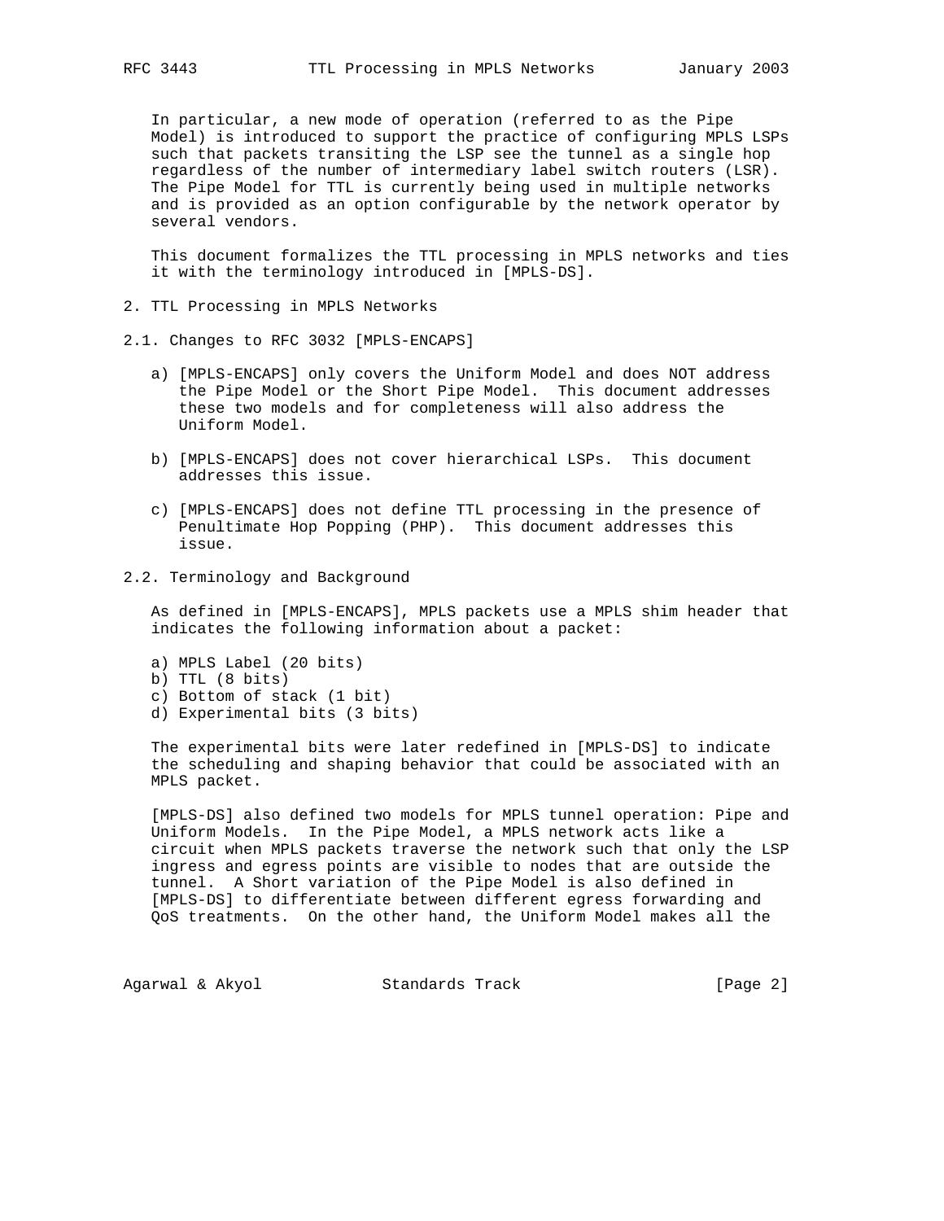In particular, a new mode of operation (referred to as the Pipe Model) is introduced to support the practice of configuring MPLS LSPs such that packets transiting the LSP see the tunnel as a single hop regardless of the number of intermediary label switch routers (LSR). The Pipe Model for TTL is currently being used in multiple networks and is provided as an option configurable by the network operator by several vendors.

This document formalizes the TTL processing in MPLS networks and ties it with the terminology introduced in [MPLS-DS].

## 2. TTL Processing in MPLS Networks

### 2.1. Changes to RFC 3032 [MPLS-ENCAPS]

a) [MPLS-ENCAPS] only covers the Uniform Model and does NOT address the Pipe Model or the Short Pipe Model. This document addresses these two models and for completeness will also address the Uniform Model.

b) [MPLS-ENCAPS] does not cover hierarchical LSPs. This document addresses this issue.

c) [MPLS-ENCAPS] does not define TTL processing in the presence of Penultimate Hop Popping (PHP). This document addresses this issue.

### 2.2. Terminology and Background

As defined in [MPLS-ENCAPS], MPLS packets use a MPLS shim header that indicates the following information about a packet:

a) MPLS Label (20 bits)
b) TTL (8 bits)
c) Bottom of stack (1 bit)
d) Experimental bits (3 bits)

The experimental bits were later redefined in [MPLS-DS] to indicate the scheduling and shaping behavior that could be associated with an MPLS packet.

[MPLS-DS] also defined two models for MPLS tunnel operation: Pipe and Uniform Models. In the Pipe Model, a MPLS network acts like a circuit when MPLS packets traverse the network such that only the LSP ingress and egress points are visible to nodes that are outside the tunnel. A Short variation of the Pipe Model is also defined in [MPLS-DS] to differentiate between different egress forwarding and QoS treatments. On the other hand, the Uniform Model makes all the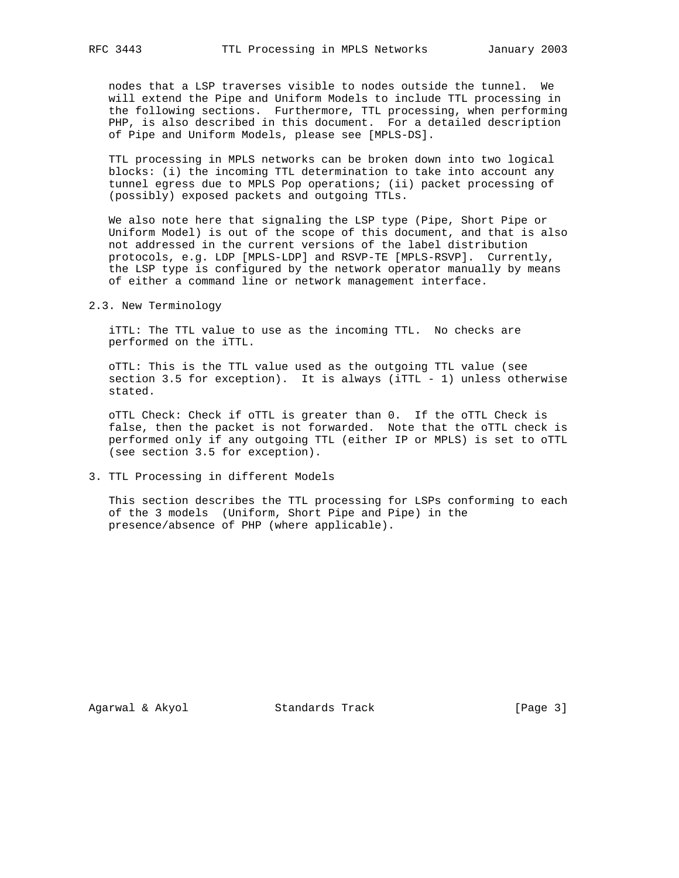nodes that a LSP traverses visible to nodes outside the tunnel. We will extend the Pipe and Uniform Models to include TTL processing in the following sections. Furthermore, TTL processing, when performing PHP, is also described in this document. For a detailed description of Pipe and Uniform Models, please see [MPLS-DS].

TTL processing in MPLS networks can be broken down into two logical blocks: (i) the incoming TTL determination to take into account any tunnel egress due to MPLS Pop operations; (ii) packet processing of (possibly) exposed packets and outgoing TTLs.

We also note here that signaling the LSP type (Pipe, Short Pipe or Uniform Model) is out of the scope of this document, and that is also not addressed in the current versions of the label distribution protocols, e.g. LDP [MPLS-LDP] and RSVP-TE [MPLS-RSVP]. Currently, the LSP type is configured by the network operator manually by means of either a command line or network management interface.

## 2.3. New Terminology

iTTL: The TTL value to use as the incoming TTL. No checks are performed on the iTTL.

oTTL: This is the TTL value used as the outgoing TTL value (see section 3.5 for exception). It is always (iTTL - 1) unless otherwise stated.

oTTL Check: Check if oTTL is greater than 0. If the oTTL Check is false, then the packet is not forwarded. Note that the oTTL check is performed only if any outgoing TTL (either IP or MPLS) is set to oTTL (see section 3.5 for exception).

# 3. TTL Processing in different Models

This section describes the TTL processing for LSPs conforming to each of the 3 models (Uniform, Short Pipe and Pipe) in the presence/absence of PHP (where applicable).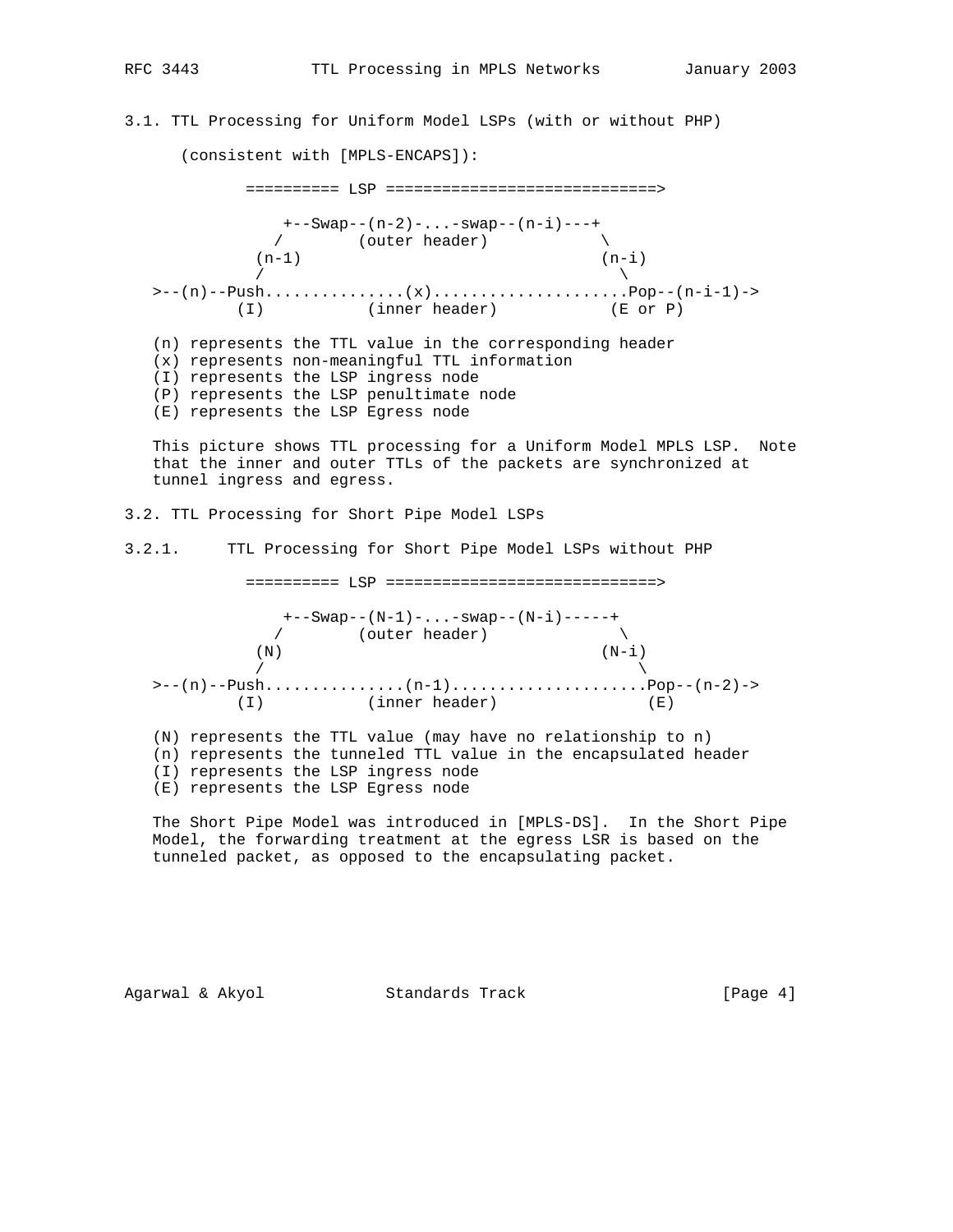## 3.1. TTL Processing for Uniform Model LSPs (with or without PHP)

(consistent with [MPLS-ENCAPS]):

```
           ========== LSP =============================>

               +--Swap--(n-2)-...-swap--(n-i)---+
              /        (outer header)            \
            (n-1)                                (n-i)
            /                                      \
   >--(n)--Push...............(x)....................Pop--(n-i-1)->
           (I)           (inner header)            (E or P)
```

(n) represents the TTL value in the corresponding header
(x) represents non-meaningful TTL information
(I) represents the LSP ingress node
(P) represents the LSP penultimate node
(E) represents the LSP Egress node

This picture shows TTL processing for a Uniform Model MPLS LSP. Note that the inner and outer TTLs of the packets are synchronized at tunnel ingress and egress.

## 3.2. TTL Processing for Short Pipe Model LSPs

### 3.2.1. TTL Processing for Short Pipe Model LSPs without PHP

```
           ========== LSP =============================>

               +--Swap--(N-1)-...-swap--(N-i)-----+
              /        (outer header)              \
            (N)                                  (N-i)
            /                                        \
   >--(n)--Push...............(n-1).....................Pop--(n-2)->
           (I)           (inner header)               (E)
```

(N) represents the TTL value (may have no relationship to n)
(n) represents the tunneled TTL value in the encapsulated header
(I) represents the LSP ingress node
(E) represents the LSP Egress node

The Short Pipe Model was introduced in [MPLS-DS]. In the Short Pipe Model, the forwarding treatment at the egress LSR is based on the tunneled packet, as opposed to the encapsulating packet.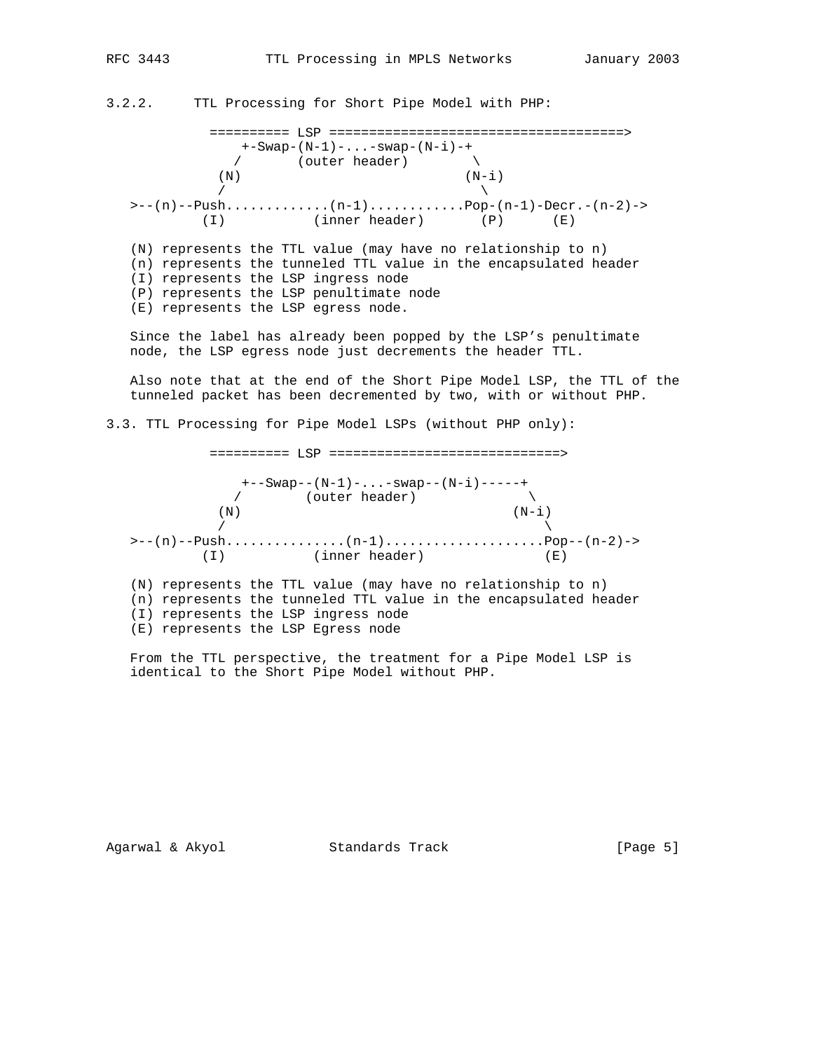### 3.2.2. TTL Processing for Short Pipe Model with PHP:

```
           ========== LSP =====================================>
               +-Swap-(N-1)-...-swap-(N-i)-+
              /       (outer header)        \
             (N)                           (N-i)
             /                               \
   >--(n)--Push.............(n-1)............Pop-(n-1)-Decr.-(n-2)->
          (I)           (inner header)       (P)      (E)
```

(N) represents the TTL value (may have no relationship to n)
(n) represents the tunneled TTL value in the encapsulated header
(I) represents the LSP ingress node
(P) represents the LSP penultimate node
(E) represents the LSP egress node.

Since the label has already been popped by the LSP's penultimate node, the LSP egress node just decrements the header TTL.

Also note that at the end of the Short Pipe Model LSP, the TTL of the tunneled packet has been decremented by two, with or without PHP.

## 3.3. TTL Processing for Pipe Model LSPs (without PHP only):

```
           ========== LSP =============================>

               +--Swap--(N-1)-...-swap--(N-i)-----+
              /        (outer header)              \
             (N)                                  (N-i)
             /                                      \
   >--(n)--Push...............(n-1)....................Pop--(n-2)->
          (I)           (inner header)              (E)
```

(N) represents the TTL value (may have no relationship to n)
(n) represents the tunneled TTL value in the encapsulated header
(I) represents the LSP ingress node
(E) represents the LSP Egress node

From the TTL perspective, the treatment for a Pipe Model LSP is identical to the Short Pipe Model without PHP.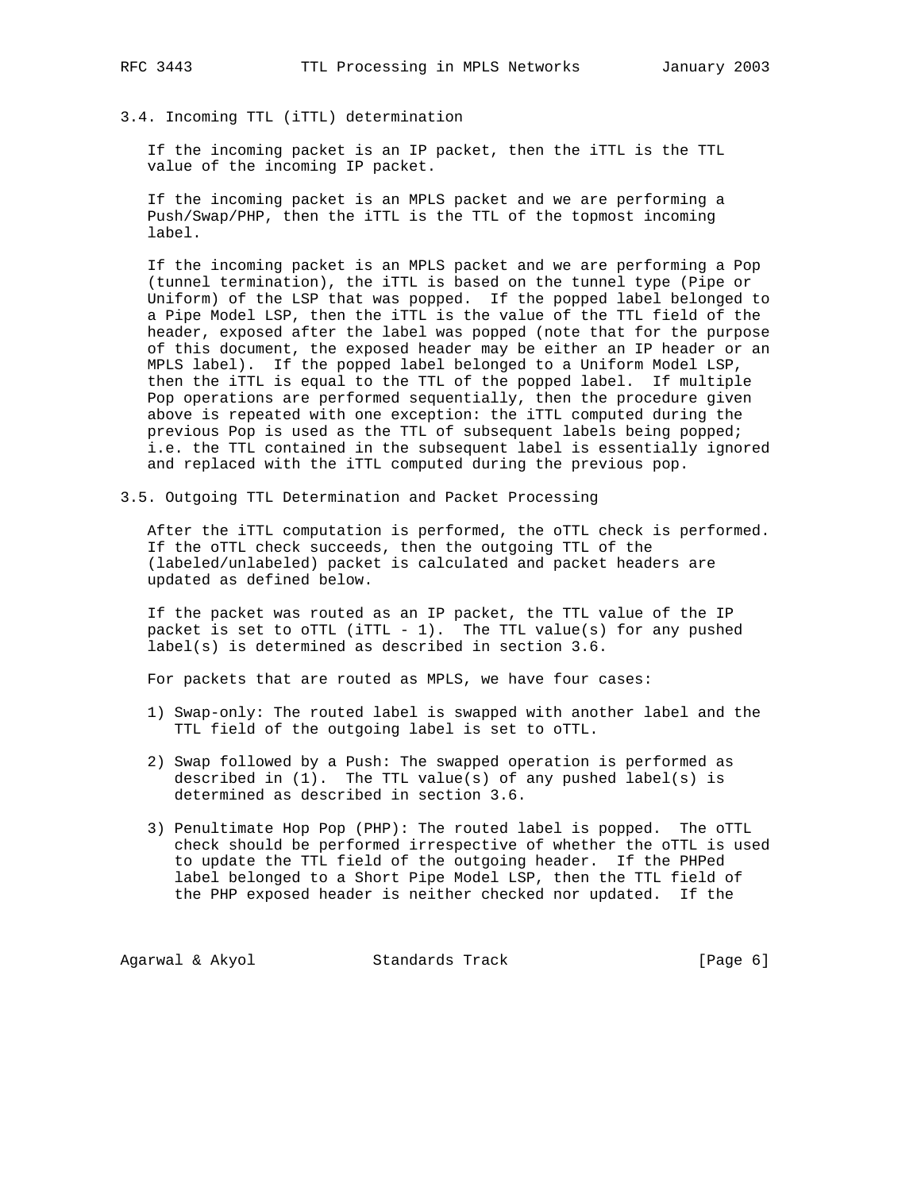### 3.4. Incoming TTL (iTTL) determination

If the incoming packet is an IP packet, then the iTTL is the TTL value of the incoming IP packet.

If the incoming packet is an MPLS packet and we are performing a Push/Swap/PHP, then the iTTL is the TTL of the topmost incoming label.

If the incoming packet is an MPLS packet and we are performing a Pop (tunnel termination), the iTTL is based on the tunnel type (Pipe or Uniform) of the LSP that was popped. If the popped label belonged to a Pipe Model LSP, then the iTTL is the value of the TTL field of the header, exposed after the label was popped (note that for the purpose of this document, the exposed header may be either an IP header or an MPLS label). If the popped label belonged to a Uniform Model LSP, then the iTTL is equal to the TTL of the popped label. If multiple Pop operations are performed sequentially, then the procedure given above is repeated with one exception: the iTTL computed during the previous Pop is used as the TTL of subsequent labels being popped; i.e. the TTL contained in the subsequent label is essentially ignored and replaced with the iTTL computed during the previous pop.

### 3.5. Outgoing TTL Determination and Packet Processing

After the iTTL computation is performed, the oTTL check is performed. If the oTTL check succeeds, then the outgoing TTL of the (labeled/unlabeled) packet is calculated and packet headers are updated as defined below.

If the packet was routed as an IP packet, the TTL value of the IP packet is set to oTTL (iTTL - 1). The TTL value(s) for any pushed label(s) is determined as described in section 3.6.

For packets that are routed as MPLS, we have four cases:

1) Swap-only: The routed label is swapped with another label and the TTL field of the outgoing label is set to oTTL.

2) Swap followed by a Push: The swapped operation is performed as described in (1). The TTL value(s) of any pushed label(s) is determined as described in section 3.6.

3) Penultimate Hop Pop (PHP): The routed label is popped. The oTTL check should be performed irrespective of whether the oTTL is used to update the TTL field of the outgoing header. If the PHPed label belonged to a Short Pipe Model LSP, then the TTL field of the PHP exposed header is neither checked nor updated. If the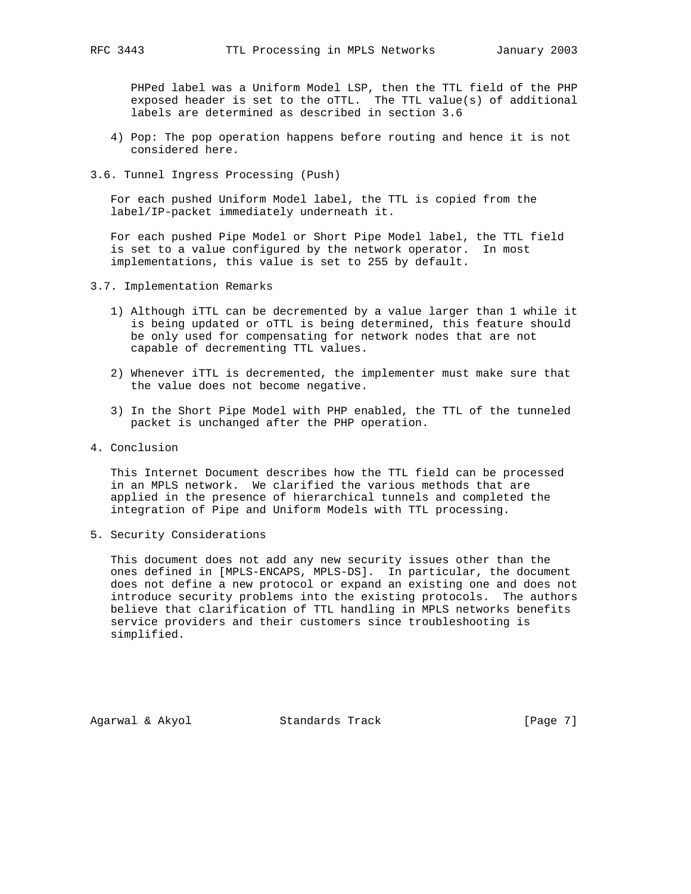PHPed label was a Uniform Model LSP, then the TTL field of the PHP exposed header is set to the oTTL. The TTL value(s) of additional labels are determined as described in section 3.6

4) Pop: The pop operation happens before routing and hence it is not considered here.

### 3.6. Tunnel Ingress Processing (Push)

For each pushed Uniform Model label, the TTL is copied from the label/IP-packet immediately underneath it.

For each pushed Pipe Model or Short Pipe Model label, the TTL field is set to a value configured by the network operator. In most implementations, this value is set to 255 by default.

### 3.7. Implementation Remarks

1) Although iTTL can be decremented by a value larger than 1 while it is being updated or oTTL is being determined, this feature should be only used for compensating for network nodes that are not capable of decrementing TTL values.

2) Whenever iTTL is decremented, the implementer must make sure that the value does not become negative.

3) In the Short Pipe Model with PHP enabled, the TTL of the tunneled packet is unchanged after the PHP operation.

## 4. Conclusion

This Internet Document describes how the TTL field can be processed in an MPLS network. We clarified the various methods that are applied in the presence of hierarchical tunnels and completed the integration of Pipe and Uniform Models with TTL processing.

## 5. Security Considerations

This document does not add any new security issues other than the ones defined in [MPLS-ENCAPS, MPLS-DS]. In particular, the document does not define a new protocol or expand an existing one and does not introduce security problems into the existing protocols. The authors believe that clarification of TTL handling in MPLS networks benefits service providers and their customers since troubleshooting is simplified.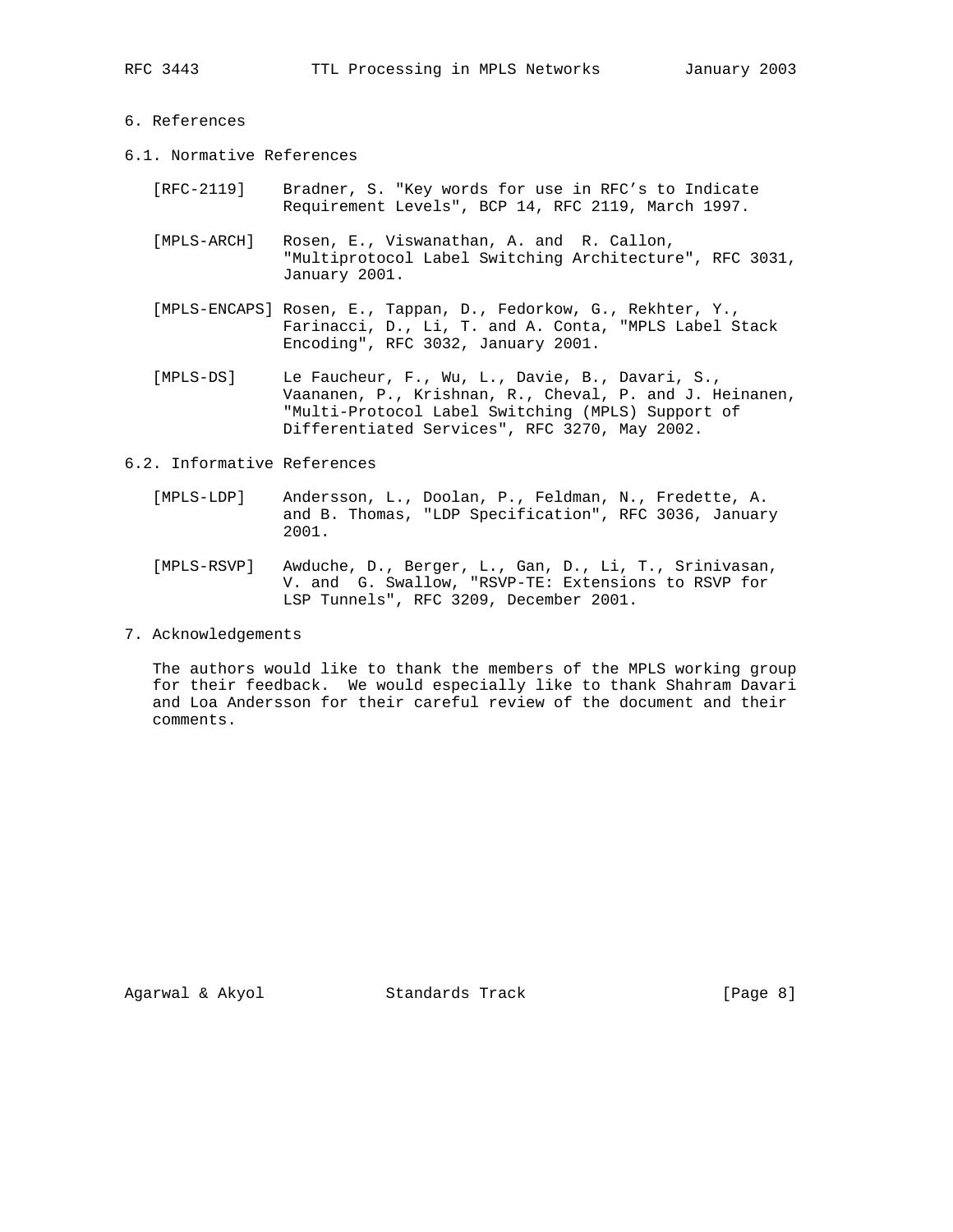# 6. References

## 6.1. Normative References

[RFC-2119] Bradner, S. "Key words for use in RFC's to Indicate Requirement Levels", BCP 14, RFC 2119, March 1997.

[MPLS-ARCH] Rosen, E., Viswanathan, A. and R. Callon, "Multiprotocol Label Switching Architecture", RFC 3031, January 2001.

[MPLS-ENCAPS] Rosen, E., Tappan, D., Fedorkow, G., Rekhter, Y., Farinacci, D., Li, T. and A. Conta, "MPLS Label Stack Encoding", RFC 3032, January 2001.

[MPLS-DS] Le Faucheur, F., Wu, L., Davie, B., Davari, S., Vaananen, P., Krishnan, R., Cheval, P. and J. Heinanen, "Multi-Protocol Label Switching (MPLS) Support of Differentiated Services", RFC 3270, May 2002.

## 6.2. Informative References

[MPLS-LDP] Andersson, L., Doolan, P., Feldman, N., Fredette, A. and B. Thomas, "LDP Specification", RFC 3036, January 2001.

[MPLS-RSVP] Awduche, D., Berger, L., Gan, D., Li, T., Srinivasan, V. and G. Swallow, "RSVP-TE: Extensions to RSVP for LSP Tunnels", RFC 3209, December 2001.

# 7. Acknowledgements

The authors would like to thank the members of the MPLS working group for their feedback. We would especially like to thank Shahram Davari and Loa Andersson for their careful review of the document and their comments.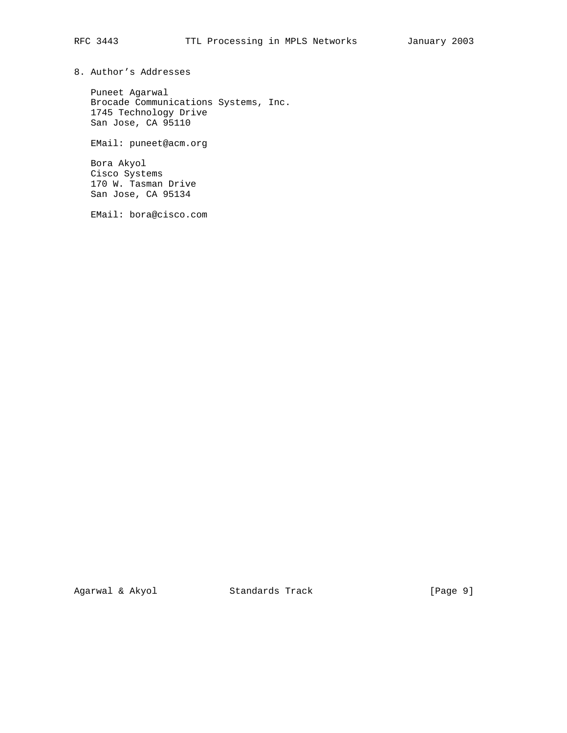## 8. Author's Addresses

Puneet Agarwal
Brocade Communications Systems, Inc.
1745 Technology Drive
San Jose, CA 95110

EMail: puneet@acm.org

Bora Akyol
Cisco Systems
170 W. Tasman Drive
San Jose, CA 95134

EMail: bora@cisco.com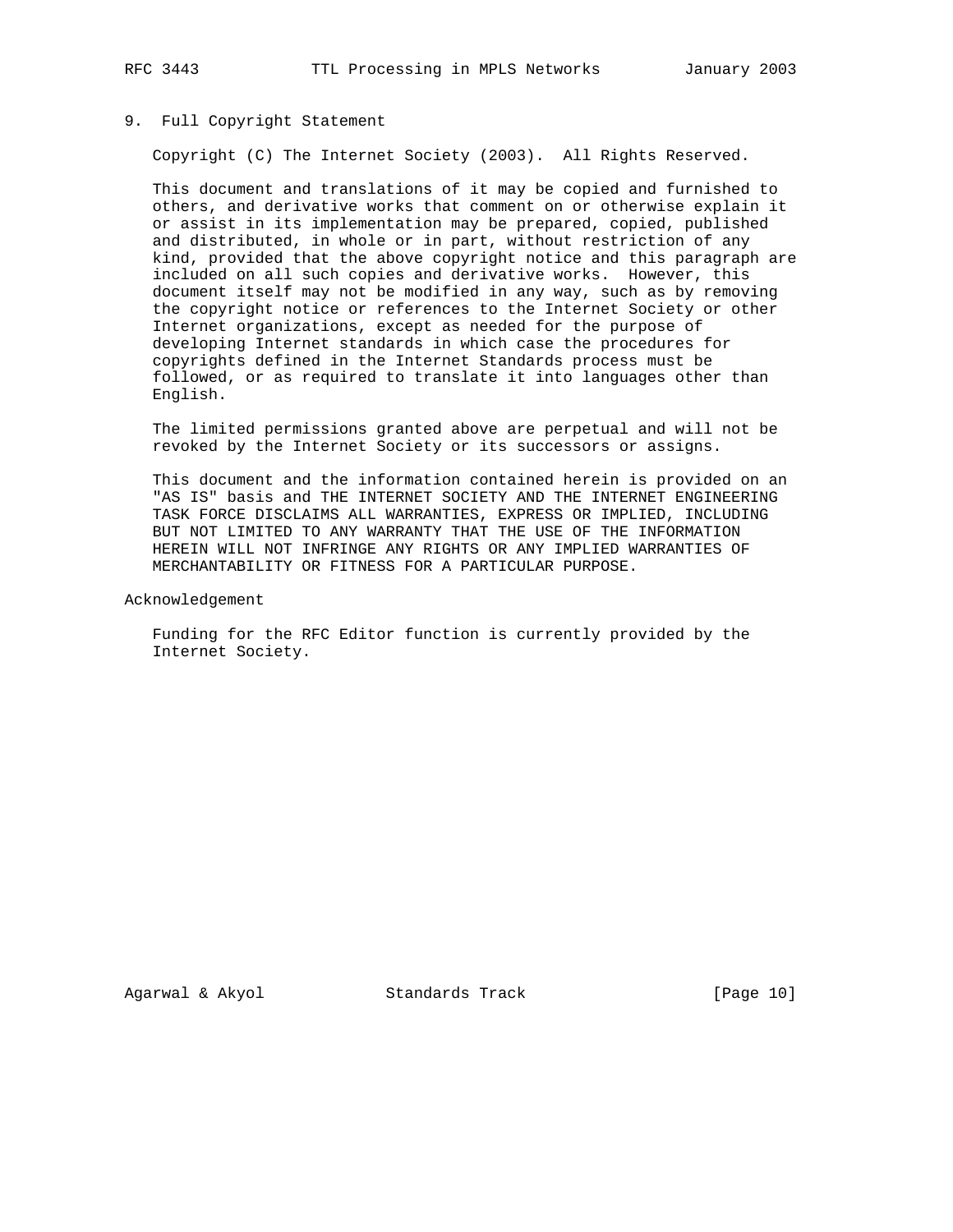## 9. Full Copyright Statement

Copyright (C) The Internet Society (2003). All Rights Reserved.

This document and translations of it may be copied and furnished to others, and derivative works that comment on or otherwise explain it or assist in its implementation may be prepared, copied, published and distributed, in whole or in part, without restriction of any kind, provided that the above copyright notice and this paragraph are included on all such copies and derivative works. However, this document itself may not be modified in any way, such as by removing the copyright notice or references to the Internet Society or other Internet organizations, except as needed for the purpose of developing Internet standards in which case the procedures for copyrights defined in the Internet Standards process must be followed, or as required to translate it into languages other than English.

The limited permissions granted above are perpetual and will not be revoked by the Internet Society or its successors or assigns.

This document and the information contained herein is provided on an "AS IS" basis and THE INTERNET SOCIETY AND THE INTERNET ENGINEERING TASK FORCE DISCLAIMS ALL WARRANTIES, EXPRESS OR IMPLIED, INCLUDING BUT NOT LIMITED TO ANY WARRANTY THAT THE USE OF THE INFORMATION HEREIN WILL NOT INFRINGE ANY RIGHTS OR ANY IMPLIED WARRANTIES OF MERCHANTABILITY OR FITNESS FOR A PARTICULAR PURPOSE.

## Acknowledgement

Funding for the RFC Editor function is currently provided by the Internet Society.